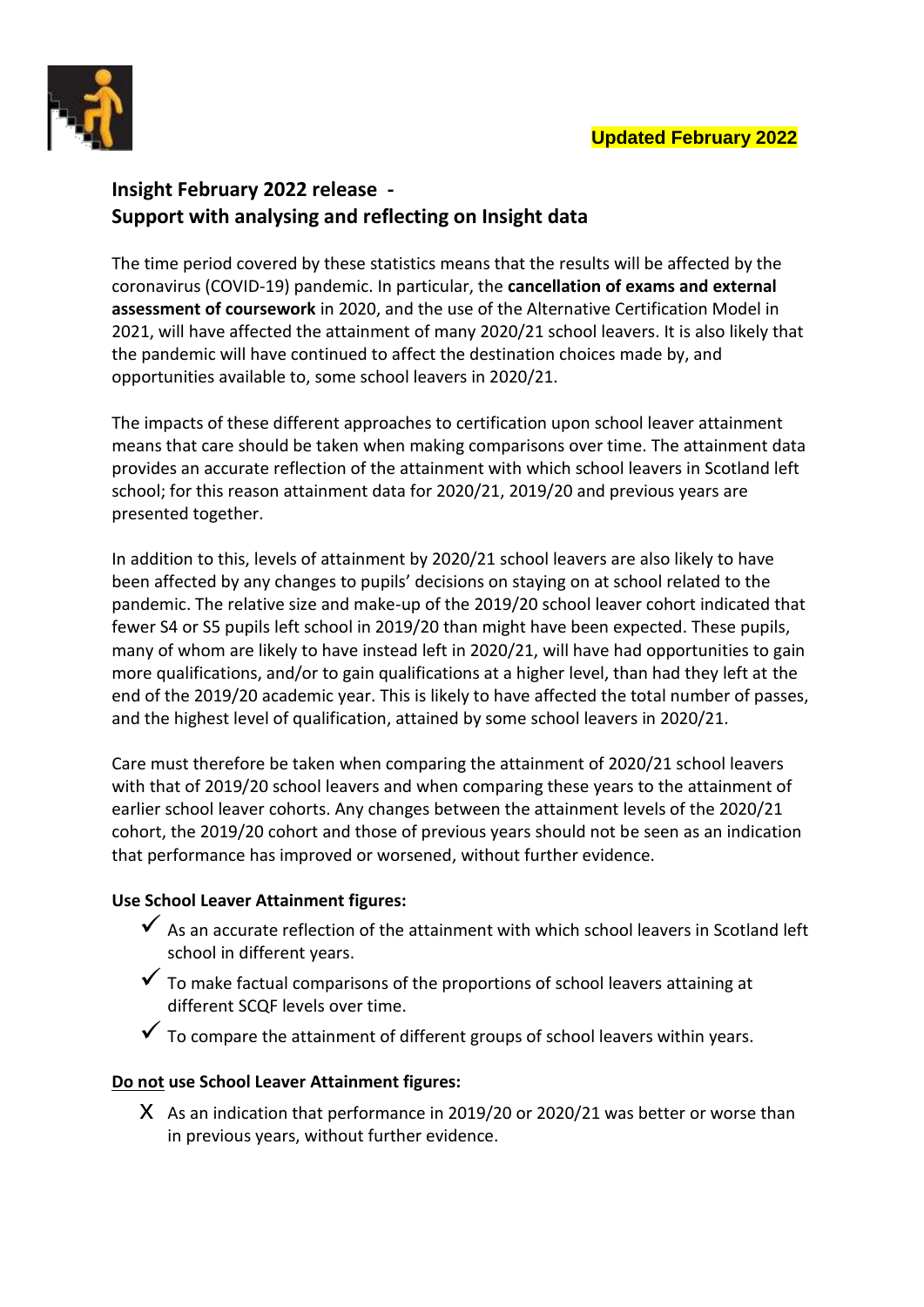**Updated February 2022**

## Insight February 2022 release - Support with analysing and reflecting on Insight data

The time period covered by these statistics means that the results will be affected by the coronavirus (COVID-19) pandemic. In particular, the **cancellation of exams and external assessment of coursework** in 2020, and the use of the Alternative Certification Model in 2021, will have affected the attainment of many 2020/21 school leavers. It is also likely that the pandemic will have continued to affect the destination choices made by, and opportunities available to, some school leavers in 2020/21.

The impacts of these different approaches to certification upon school leaver attainment means that care should be taken when making comparisons over time. The attainment data provides an accurate reflection of the attainment with which school leavers in Scotland left school; for this reason attainment data for 2020/21, 2019/20 and previous years are presented together.

In addition to this, levels of attainment by 2020/21 school leavers are also likely to have been affected by any changes to pupils' decisions on staying on at school related to the pandemic. The relative size and make-up of the 2019/20 school leaver cohort indicated that fewer S4 or S5 pupils left school in 2019/20 than might have been expected. These pupils, many of whom are likely to have instead left in 2020/21, will have had opportunities to gain more qualifications, and/or to gain qualifications at a higher level, than had they left at the end of the 2019/20 academic year. This is likely to have affected the total number of passes, and the highest level of qualification, attained by some school leavers in 2020/21.

Care must therefore be taken when comparing the attainment of 2020/21 school leavers with that of 2019/20 school leavers and when comparing these years to the attainment of earlier school leaver cohorts. Any changes between the attainment levels of the 2020/21 cohort, the 2019/20 cohort and those of previous years should not be seen as an indication that performance has improved or worsened, without further evidence.

**Use School Leaver Attainment figures:**

- ✓ As an accurate reflection of the attainment with which school leavers in Scotland left school in different years.
- ✓ To make factual comparisons of the proportions of school leavers attaining at different SCQF levels over time.
- ✓ To compare the attainment of different groups of school leavers within years.

**Do not use School Leaver Attainment figures:**

- X As an indication that performance in 2019/20 or 2020/21 was better or worse than in previous years, without further evidence.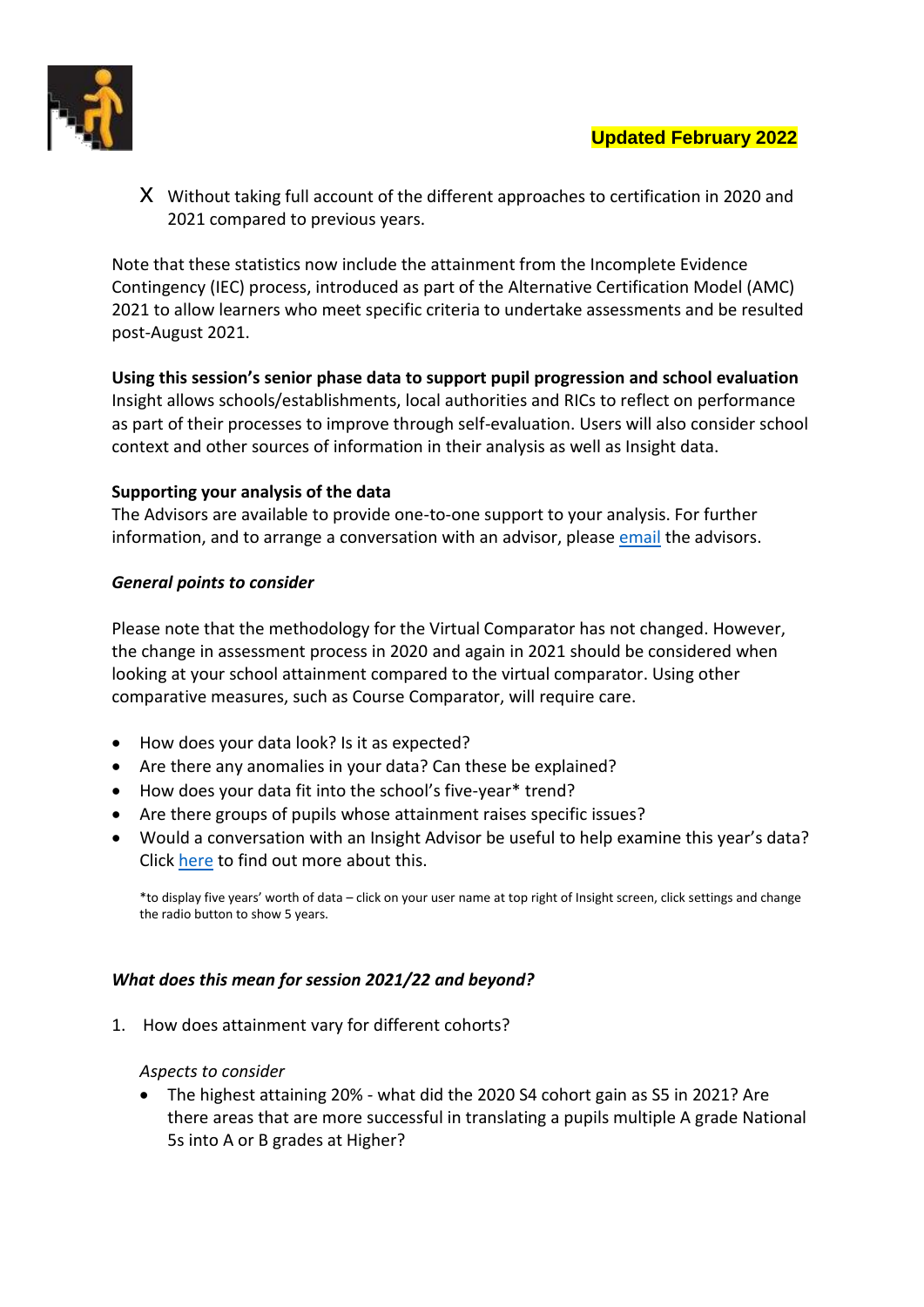Updated February 2022

- X Without taking full account of the different approaches to certification in 2020 and 2021 compared to previous years.

Note that these statistics now include the attainment from the Incomplete Evidence Contingency (IEC) process, introduced as part of the Alternative Certification Model (AMC) 2021 to allow learners who meet specific criteria to undertake assessments and be resulted post-August 2021.

**Using this session's senior phase data to support pupil progression and school evaluation**
Insight allows schools/establishments, local authorities and RICs to reflect on performance as part of their processes to improve through self-evaluation. Users will also consider school context and other sources of information in their analysis as well as Insight data.

**Supporting your analysis of the data**
The Advisors are available to provide one-to-one support to your analysis. For further information, and to arrange a conversation with an advisor, please email the advisors.

***General points to consider***

Please note that the methodology for the Virtual Comparator has not changed. However, the change in assessment process in 2020 and again in 2021 should be considered when looking at your school attainment compared to the virtual comparator. Using other comparative measures, such as Course Comparator, will require care.

- How does your data look? Is it as expected?
- Are there any anomalies in your data? Can these be explained?
- How does your data fit into the school's five-year* trend?
- Are there groups of pupils whose attainment raises specific issues?
- Would a conversation with an Insight Advisor be useful to help examine this year's data? Click here to find out more about this.

*to display five years' worth of data – click on your user name at top right of Insight screen, click settings and change the radio button to show 5 years.

***What does this mean for session 2021/22 and beyond?***

1. How does attainment vary for different cohorts?

   *Aspects to consider*
   - The highest attaining 20% - what did the 2020 S4 cohort gain as S5 in 2021? Are there areas that are more successful in translating a pupils multiple A grade National 5s into A or B grades at Higher?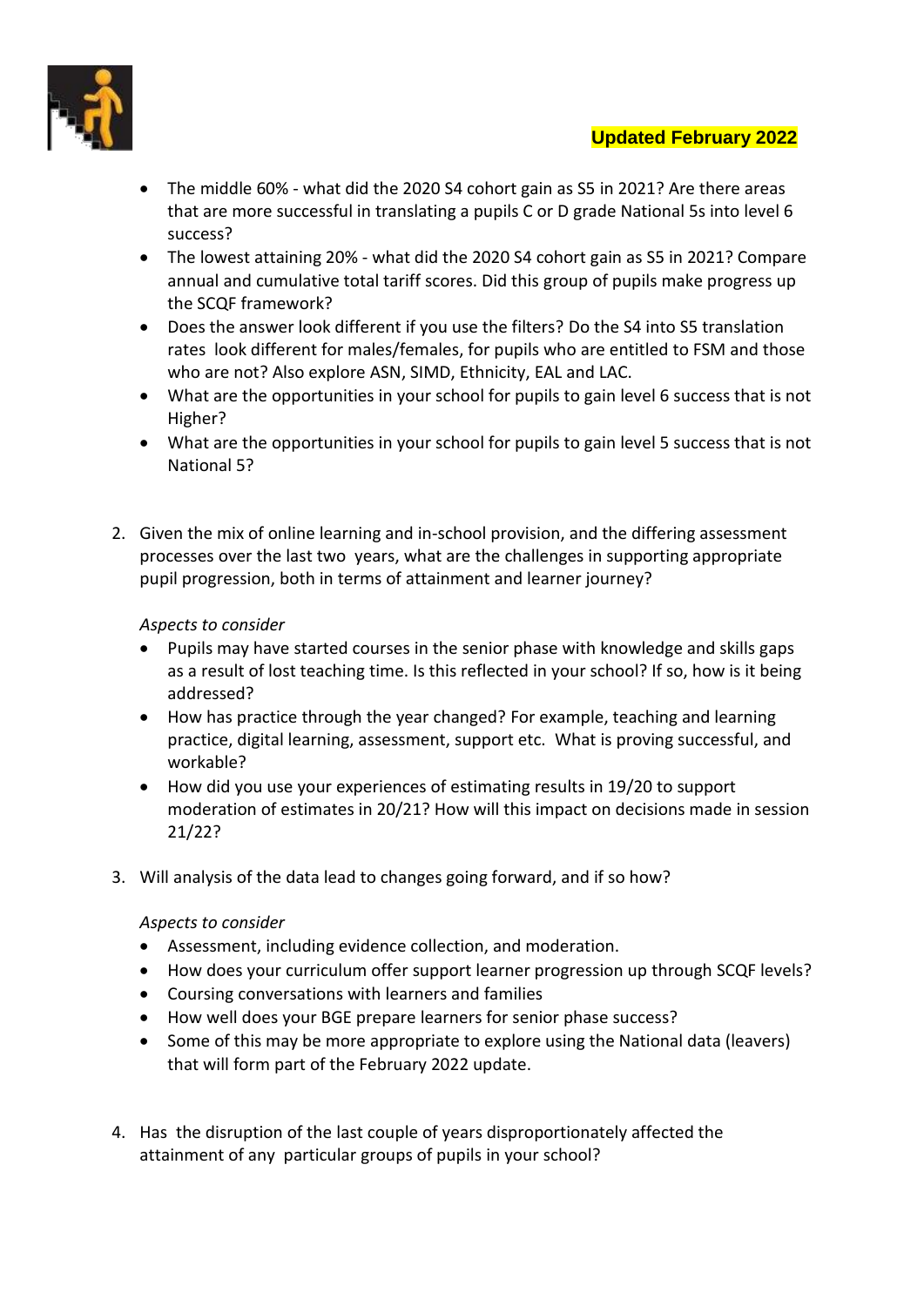**Updated February 2022**

- The middle 60% - what did the 2020 S4 cohort gain as S5 in 2021? Are there areas that are more successful in translating a pupils C or D grade National 5s into level 6 success?
- The lowest attaining 20% - what did the 2020 S4 cohort gain as S5 in 2021? Compare annual and cumulative total tariff scores. Did this group of pupils make progress up the SCQF framework?
- Does the answer look different if you use the filters? Do the S4 into S5 translation rates look different for males/females, for pupils who are entitled to FSM and those who are not? Also explore ASN, SIMD, Ethnicity, EAL and LAC.
- What are the opportunities in your school for pupils to gain level 6 success that is not Higher?
- What are the opportunities in your school for pupils to gain level 5 success that is not National 5?

2. Given the mix of online learning and in-school provision, and the differing assessment processes over the last two years, what are the challenges in supporting appropriate pupil progression, both in terms of attainment and learner journey?

   *Aspects to consider*
   - Pupils may have started courses in the senior phase with knowledge and skills gaps as a result of lost teaching time. Is this reflected in your school? If so, how is it being addressed?
   - How has practice through the year changed? For example, teaching and learning practice, digital learning, assessment, support etc. What is proving successful, and workable?
   - How did you use your experiences of estimating results in 19/20 to support moderation of estimates in 20/21? How will this impact on decisions made in session 21/22?

3. Will analysis of the data lead to changes going forward, and if so how?

   *Aspects to consider*
   - Assessment, including evidence collection, and moderation.
   - How does your curriculum offer support learner progression up through SCQF levels?
   - Coursing conversations with learners and families
   - How well does your BGE prepare learners for senior phase success?
   - Some of this may be more appropriate to explore using the National data (leavers) that will form part of the February 2022 update.

4. Has the disruption of the last couple of years disproportionately affected the attainment of any particular groups of pupils in your school?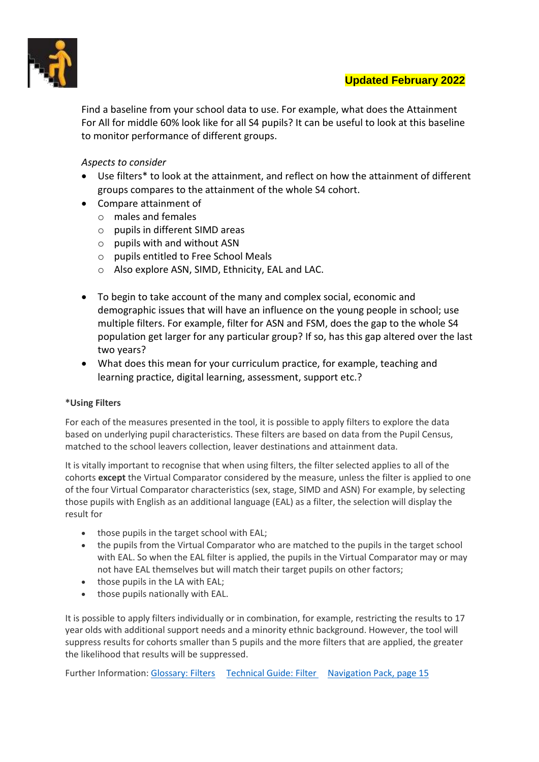**Updated February 2022**

Find a baseline from your school data to use. For example, what does the Attainment For All for middle 60% look like for all S4 pupils? It can be useful to look at this baseline to monitor performance of different groups.

*Aspects to consider*

- Use filters* to look at the attainment, and reflect on how the attainment of different groups compares to the attainment of the whole S4 cohort.
- Compare attainment of
  - males and females
  - pupils in different SIMD areas
  - pupils with and without ASN
  - pupils entitled to Free School Meals
  - Also explore ASN, SIMD, Ethnicity, EAL and LAC.

- To begin to take account of the many and complex social, economic and demographic issues that will have an influence on the young people in school; use multiple filters. For example, filter for ASN and FSM, does the gap to the whole S4 population get larger for any particular group? If so, has this gap altered over the last two years?
- What does this mean for your curriculum practice, for example, teaching and learning practice, digital learning, assessment, support etc.?

**\*Using Filters**

For each of the measures presented in the tool, it is possible to apply filters to explore the data based on underlying pupil characteristics. These filters are based on data from the Pupil Census, matched to the school leavers collection, leaver destinations and attainment data.

It is vitally important to recognise that when using filters, the filter selected applies to all of the cohorts **except** the Virtual Comparator considered by the measure, unless the filter is applied to one of the four Virtual Comparator characteristics (sex, stage, SIMD and ASN) For example, by selecting those pupils with English as an additional language (EAL) as a filter, the selection will display the result for

- those pupils in the target school with EAL;
- the pupils from the Virtual Comparator who are matched to the pupils in the target school with EAL. So when the EAL filter is applied, the pupils in the Virtual Comparator may or may not have EAL themselves but will match their target pupils on other factors;
- those pupils in the LA with EAL;
- those pupils nationally with EAL.

It is possible to apply filters individually or in combination, for example, restricting the results to 17 year olds with additional support needs and a minority ethnic background. However, the tool will suppress results for cohorts smaller than 5 pupils and the more filters that are applied, the greater the likelihood that results will be suppressed.

Further Information: [Glossary: Filters](#) [Technical Guide: Filter](#) [Navigation Pack, page 15](#)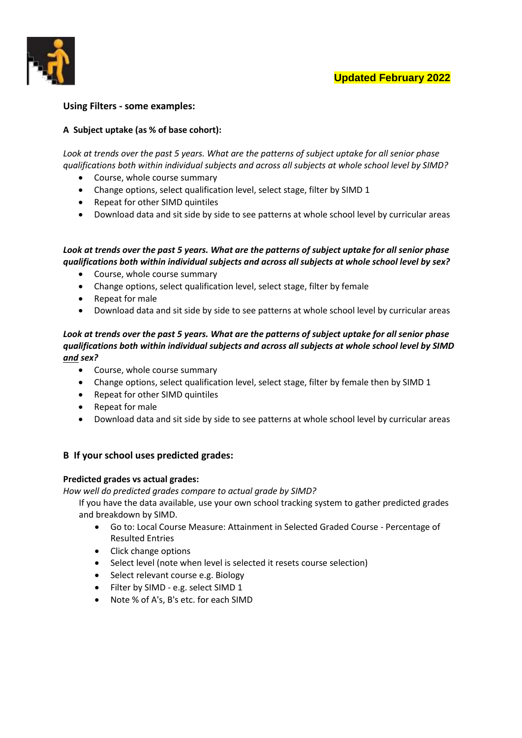**Updated February 2022**

## Using Filters - some examples:

### A Subject uptake (as % of base cohort):

*Look at trends over the past 5 years. What are the patterns of subject uptake for all senior phase qualifications both within individual subjects and across all subjects at whole school level by SIMD?*

- Course, whole course summary
- Change options, select qualification level, select stage, filter by SIMD 1
- Repeat for other SIMD quintiles
- Download data and sit side by side to see patterns at whole school level by curricular areas

***Look at trends over the past 5 years. What are the patterns of subject uptake for all senior phase qualifications both within individual subjects and across all subjects at whole school level by sex?***

- Course, whole course summary
- Change options, select qualification level, select stage, filter by female
- Repeat for male
- Download data and sit side by side to see patterns at whole school level by curricular areas

***Look at trends over the past 5 years. What are the patterns of subject uptake for all senior phase qualifications both within individual subjects and across all subjects at whole school level by SIMD <u>and</u> sex?***

- Course, whole course summary
- Change options, select qualification level, select stage, filter by female then by SIMD 1
- Repeat for other SIMD quintiles
- Repeat for male
- Download data and sit side by side to see patterns at whole school level by curricular areas

### B If your school uses predicted grades:

**Predicted grades vs actual grades:**

*How well do predicted grades compare to actual grade by SIMD?*

If you have the data available, use your own school tracking system to gather predicted grades and breakdown by SIMD.

- Go to: Local Course Measure: Attainment in Selected Graded Course - Percentage of Resulted Entries
- Click change options
- Select level (note when level is selected it resets course selection)
- Select relevant course e.g. Biology
- Filter by SIMD - e.g. select SIMD 1
- Note % of A's, B's etc. for each SIMD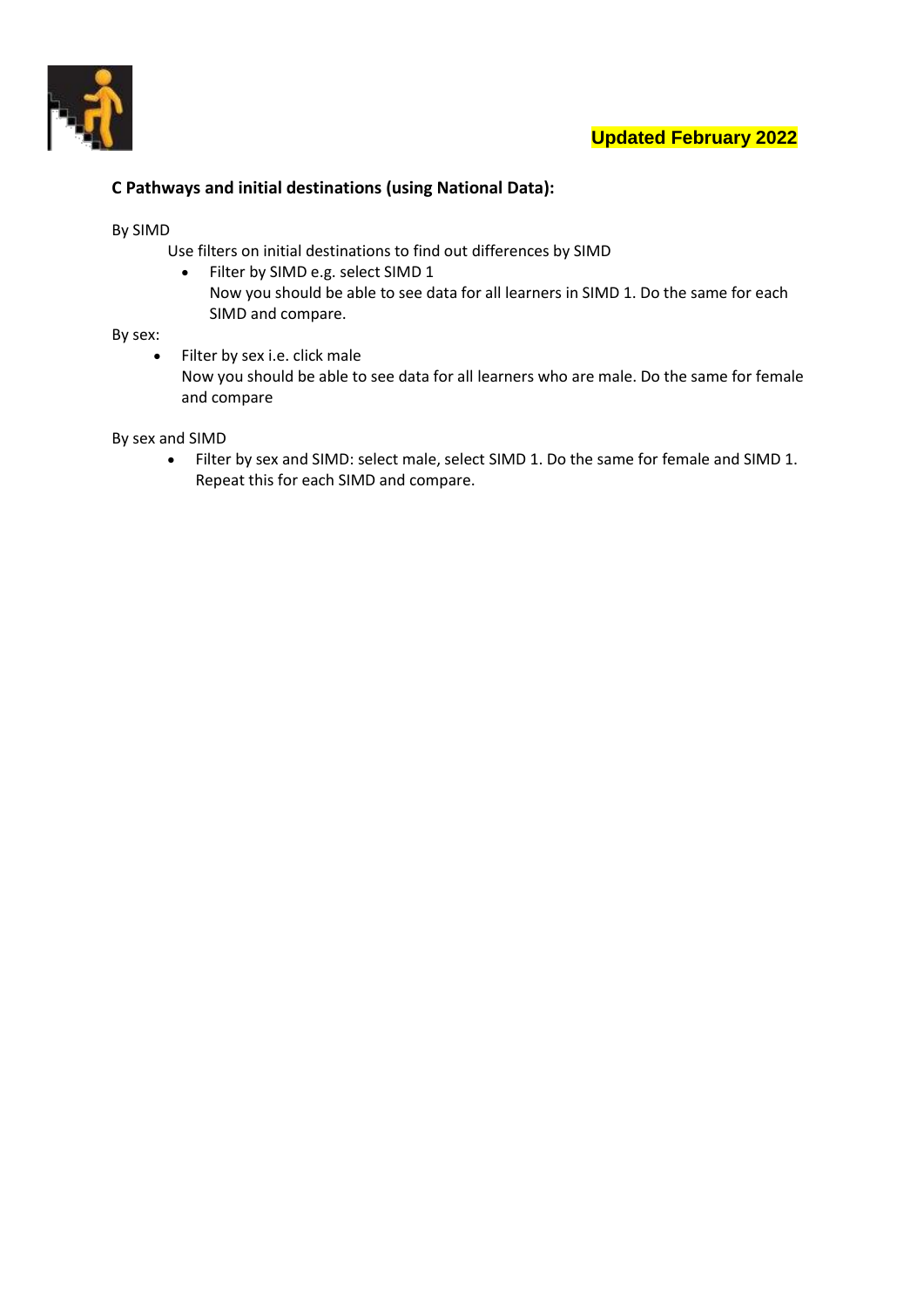Updated February 2022

## C Pathways and initial destinations (using National Data):

By SIMD

Use filters on initial destinations to find out differences by SIMD

- Filter by SIMD e.g. select SIMD 1
  Now you should be able to see data for all learners in SIMD 1. Do the same for each SIMD and compare.

By sex:

- Filter by sex i.e. click male
  Now you should be able to see data for all learners who are male. Do the same for female and compare

By sex and SIMD

- Filter by sex and SIMD: select male, select SIMD 1. Do the same for female and SIMD 1. Repeat this for each SIMD and compare.